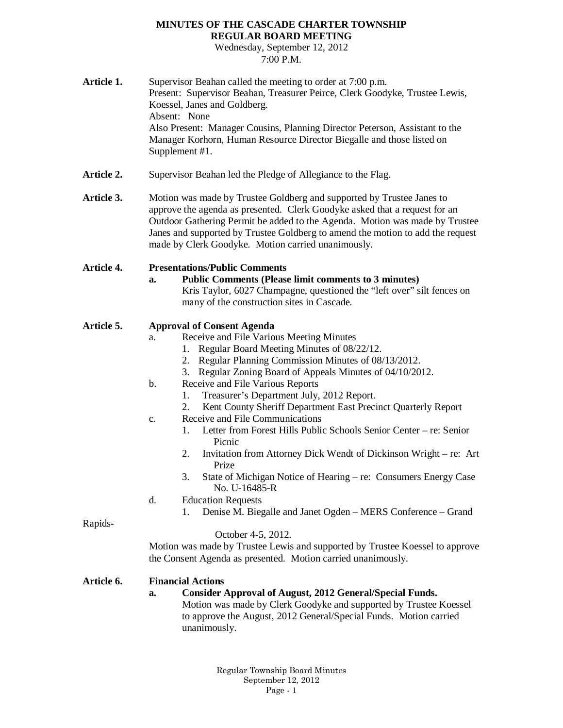# MINUTES OF THE CASCADE CHARTER TOWNSHIP REGULAR BOARD MEETING

Wednesday, September 12, 2012
7:00 P.M.

**Article 1.** Supervisor Beahan called the meeting to order at 7:00 p.m.
Present: Supervisor Beahan, Treasurer Peirce, Clerk Goodyke, Trustee Lewis, Koessel, Janes and Goldberg.
Absent: None
Also Present: Manager Cousins, Planning Director Peterson, Assistant to the Manager Korhorn, Human Resource Director Biegalle and those listed on Supplement #1.

**Article 2.** Supervisor Beahan led the Pledge of Allegiance to the Flag.

**Article 3.** Motion was made by Trustee Goldberg and supported by Trustee Janes to approve the agenda as presented. Clerk Goodyke asked that a request for an Outdoor Gathering Permit be added to the Agenda. Motion was made by Trustee Janes and supported by Trustee Goldberg to amend the motion to add the request made by Clerk Goodyke. Motion carried unanimously.

**Article 4. Presentations/Public Comments**

**a. Public Comments (Please limit comments to 3 minutes)**
Kris Taylor, 6027 Champagne, questioned the "left over" silt fences on many of the construction sites in Cascade.

**Article 5. Approval of Consent Agenda**

a. Receive and File Various Meeting Minutes
1. Regular Board Meeting Minutes of 08/22/12.
2. Regular Planning Commission Minutes of 08/13/2012.
3. Regular Zoning Board of Appeals Minutes of 04/10/2012.

b. Receive and File Various Reports
1. Treasurer's Department July, 2012 Report.
2. Kent County Sheriff Department East Precinct Quarterly Report

c. Receive and File Communications
1. Letter from Forest Hills Public Schools Senior Center – re: Senior Picnic
2. Invitation from Attorney Dick Wendt of Dickinson Wright – re: Art Prize
3. State of Michigan Notice of Hearing – re: Consumers Energy Case No. U-16485-R

d. Education Requests
1. Denise M. Biegalle and Janet Ogden – MERS Conference – Grand Rapids- October 4-5, 2012.

Motion was made by Trustee Lewis and supported by Trustee Koessel to approve the Consent Agenda as presented. Motion carried unanimously.

**Article 6. Financial Actions**

**a. Consider Approval of August, 2012 General/Special Funds.**
Motion was made by Clerk Goodyke and supported by Trustee Koessel to approve the August, 2012 General/Special Funds. Motion carried unanimously.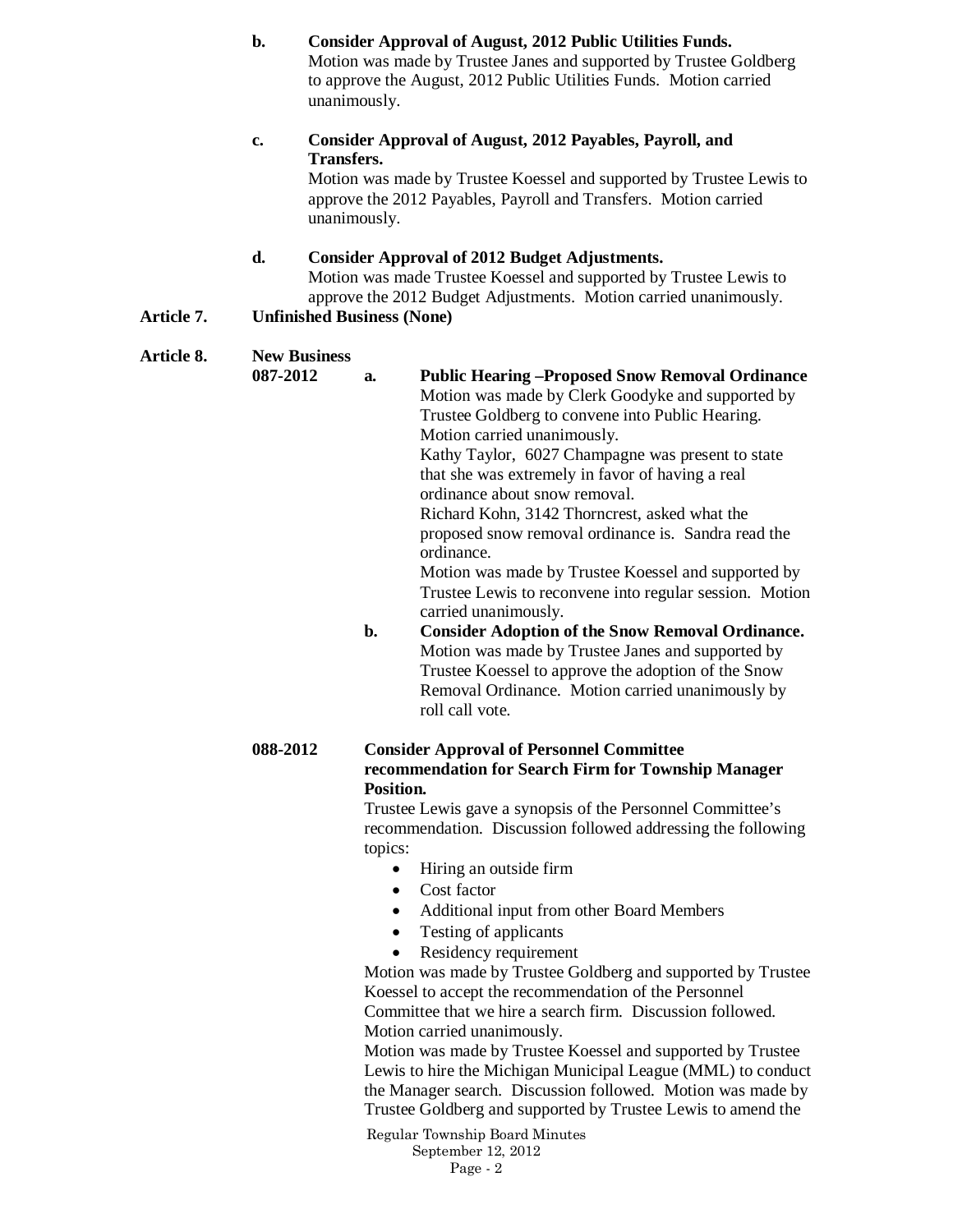**b. Consider Approval of August, 2012 Public Utilities Funds.**
Motion was made by Trustee Janes and supported by Trustee Goldberg to approve the August, 2012 Public Utilities Funds. Motion carried unanimously.

**c. Consider Approval of August, 2012 Payables, Payroll, and Transfers.**
Motion was made by Trustee Koessel and supported by Trustee Lewis to approve the 2012 Payables, Payroll and Transfers. Motion carried unanimously.

**d. Consider Approval of 2012 Budget Adjustments.**
Motion was made Trustee Koessel and supported by Trustee Lewis to approve the 2012 Budget Adjustments. Motion carried unanimously.

**Article 7. Unfinished Business (None)**

**Article 8. New Business**

**087-2012**

**a. Public Hearing –Proposed Snow Removal Ordinance**
Motion was made by Clerk Goodyke and supported by Trustee Goldberg to convene into Public Hearing. Motion carried unanimously.
Kathy Taylor, 6027 Champagne was present to state that she was extremely in favor of having a real ordinance about snow removal.
Richard Kohn, 3142 Thorncrest, asked what the proposed snow removal ordinance is. Sandra read the ordinance.
Motion was made by Trustee Koessel and supported by Trustee Lewis to reconvene into regular session. Motion carried unanimously.

**b. Consider Adoption of the Snow Removal Ordinance.**
Motion was made by Trustee Janes and supported by Trustee Koessel to approve the adoption of the Snow Removal Ordinance. Motion carried unanimously by roll call vote.

**088-2012 Consider Approval of Personnel Committee recommendation for Search Firm for Township Manager Position.**

Trustee Lewis gave a synopsis of the Personnel Committee's recommendation. Discussion followed addressing the following topics:

- Hiring an outside firm
- Cost factor
- Additional input from other Board Members
- Testing of applicants
- Residency requirement

Motion was made by Trustee Goldberg and supported by Trustee Koessel to accept the recommendation of the Personnel Committee that we hire a search firm. Discussion followed. Motion carried unanimously.
Motion was made by Trustee Koessel and supported by Trustee Lewis to hire the Michigan Municipal League (MML) to conduct the Manager search. Discussion followed. Motion was made by Trustee Goldberg and supported by Trustee Lewis to amend the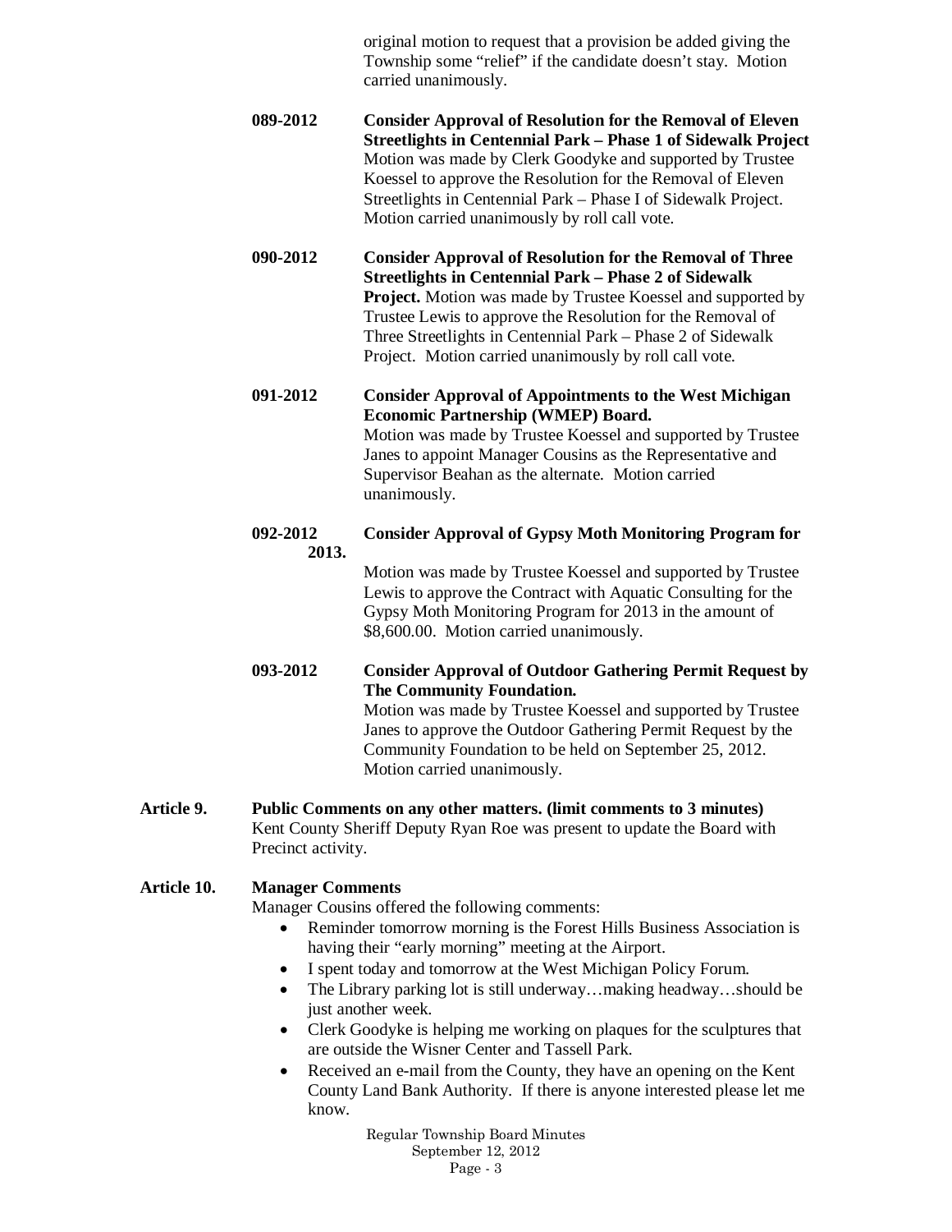original motion to request that a provision be added giving the Township some "relief" if the candidate doesn't stay. Motion carried unanimously.

**089-2012 Consider Approval of Resolution for the Removal of Eleven Streetlights in Centennial Park – Phase 1 of Sidewalk Project**
Motion was made by Clerk Goodyke and supported by Trustee Koessel to approve the Resolution for the Removal of Eleven Streetlights in Centennial Park – Phase I of Sidewalk Project. Motion carried unanimously by roll call vote.

**090-2012 Consider Approval of Resolution for the Removal of Three Streetlights in Centennial Park – Phase 2 of Sidewalk Project.** Motion was made by Trustee Koessel and supported by Trustee Lewis to approve the Resolution for the Removal of Three Streetlights in Centennial Park – Phase 2 of Sidewalk Project. Motion carried unanimously by roll call vote.

**091-2012 Consider Approval of Appointments to the West Michigan Economic Partnership (WMEP) Board.**
Motion was made by Trustee Koessel and supported by Trustee Janes to appoint Manager Cousins as the Representative and Supervisor Beahan as the alternate. Motion carried unanimously.

**092-2012 Consider Approval of Gypsy Moth Monitoring Program for 2013.**
Motion was made by Trustee Koessel and supported by Trustee Lewis to approve the Contract with Aquatic Consulting for the Gypsy Moth Monitoring Program for 2013 in the amount of $8,600.00. Motion carried unanimously.

**093-2012 Consider Approval of Outdoor Gathering Permit Request by The Community Foundation.**
Motion was made by Trustee Koessel and supported by Trustee Janes to approve the Outdoor Gathering Permit Request by the Community Foundation to be held on September 25, 2012. Motion carried unanimously.

**Article 9. Public Comments on any other matters. (limit comments to 3 minutes)**
Kent County Sheriff Deputy Ryan Roe was present to update the Board with Precinct activity.

**Article 10. Manager Comments**
Manager Cousins offered the following comments:

- Reminder tomorrow morning is the Forest Hills Business Association is having their "early morning" meeting at the Airport.
- I spent today and tomorrow at the West Michigan Policy Forum.
- The Library parking lot is still underway…making headway…should be just another week.
- Clerk Goodyke is helping me working on plaques for the sculptures that are outside the Wisner Center and Tassell Park.
- Received an e-mail from the County, they have an opening on the Kent County Land Bank Authority. If there is anyone interested please let me know.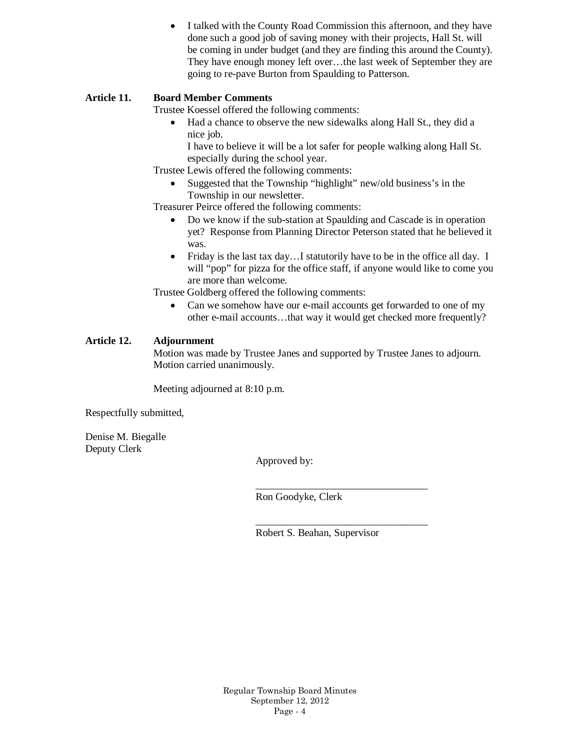- I talked with the County Road Commission this afternoon, and they have done such a good job of saving money with their projects, Hall St. will be coming in under budget (and they are finding this around the County). They have enough money left over…the last week of September they are going to re-pave Burton from Spaulding to Patterson.

**Article 11. Board Member Comments**

Trustee Koessel offered the following comments:

- Had a chance to observe the new sidewalks along Hall St., they did a nice job.
  I have to believe it will be a lot safer for people walking along Hall St. especially during the school year.

Trustee Lewis offered the following comments:

- Suggested that the Township "highlight" new/old business's in the Township in our newsletter.

Treasurer Peirce offered the following comments:

- Do we know if the sub-station at Spaulding and Cascade is in operation yet? Response from Planning Director Peterson stated that he believed it was.
- Friday is the last tax day…I statutorily have to be in the office all day. I will "pop" for pizza for the office staff, if anyone would like to come you are more than welcome.

Trustee Goldberg offered the following comments:

- Can we somehow have our e-mail accounts get forwarded to one of my other e-mail accounts…that way it would get checked more frequently?

**Article 12. Adjournment**

Motion was made by Trustee Janes and supported by Trustee Janes to adjourn. Motion carried unanimously.

Meeting adjourned at 8:10 p.m.

Respectfully submitted,

Denise M. Biegalle
Deputy Clerk

Approved by:

_________________________________
Ron Goodyke, Clerk

_________________________________
Robert S. Beahan, Supervisor